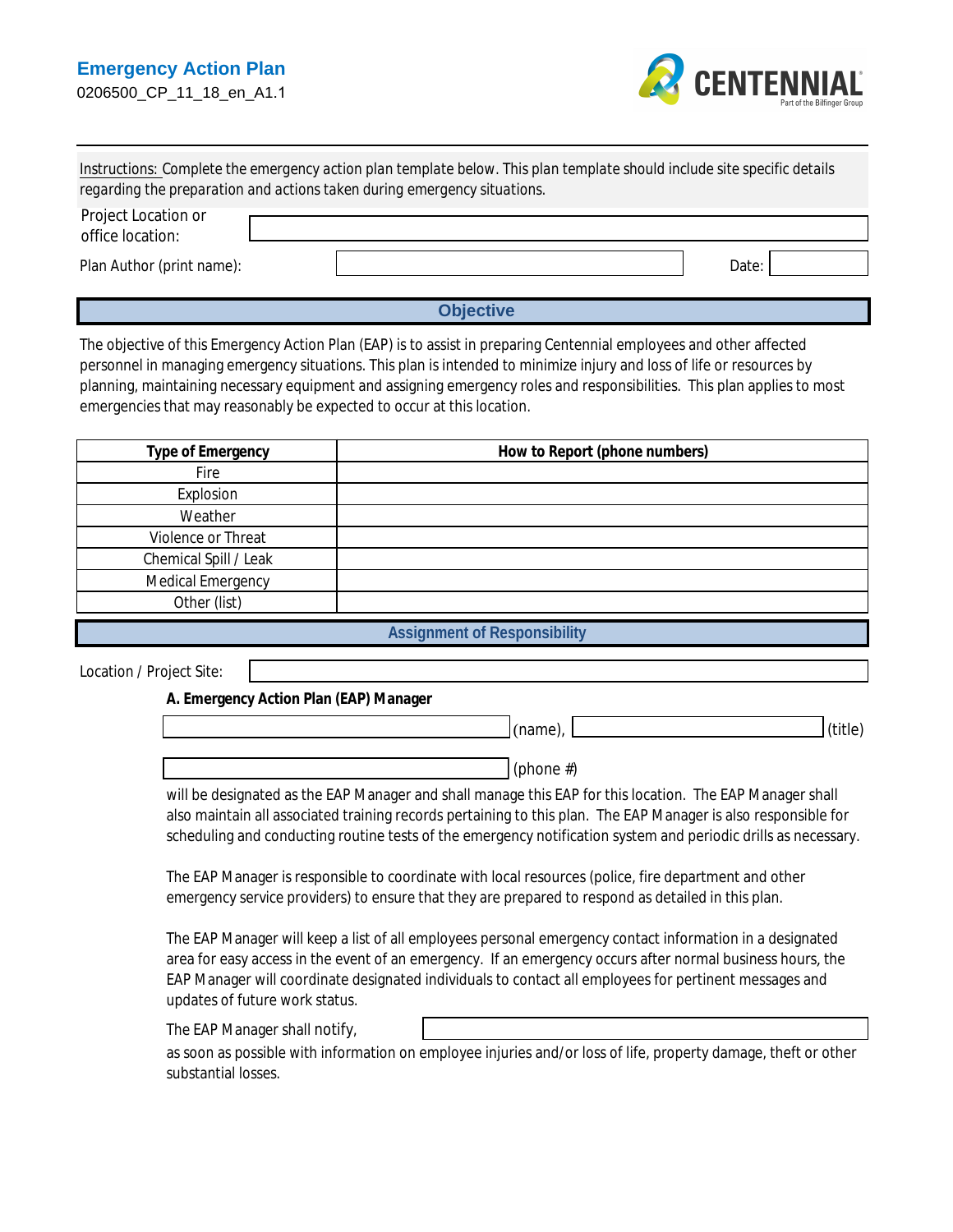# Emergency Action Plan

0206500_CP_11_18_en_A1.1

CENTENNIAL
Part of the Bilfinger Group

Instructions: Complete the emergency action plan template below. This plan template should include site specific details regarding the preparation and actions taken during emergency situations.

Project Location or office location: ____________________

Plan Author (print name): ____________________ Date: __________

## Objective

The objective of this Emergency Action Plan (EAP) is to assist in preparing Centennial employees and other affected personnel in managing emergency situations. This plan is intended to minimize injury and loss of life or resources by planning, maintaining necessary equipment and assigning emergency roles and responsibilities. This plan applies to most emergencies that may reasonably be expected to occur at this location.

| Type of Emergency | How to Report (phone numbers) |
|---|---|
| Fire | |
| Explosion | |
| Weather | |
| Violence or Threat | |
| Chemical Spill / Leak | |
| Medical Emergency | |
| Other (list) | |

## Assignment of Responsibility

Location / Project Site: ____________________

**A. Emergency Action Plan (EAP) Manager**

____________________ (name), ____________________ (title)

____________________ (phone #)

will be designated as the EAP Manager and shall manage this EAP for this location. The EAP Manager shall also maintain all associated training records pertaining to this plan. The EAP Manager is also responsible for scheduling and conducting routine tests of the emergency notification system and periodic drills as necessary.

The EAP Manager is responsible to coordinate with local resources (police, fire department and other emergency service providers) to ensure that they are prepared to respond as detailed in this plan.

The EAP Manager will keep a list of all employees personal emergency contact information in a designated area for easy access in the event of an emergency. If an emergency occurs after normal business hours, the EAP Manager will coordinate designated individuals to contact all employees for pertinent messages and updates of future work status.

The EAP Manager shall notify, ____________________

as soon as possible with information on employee injuries and/or loss of life, property damage, theft or other substantial losses.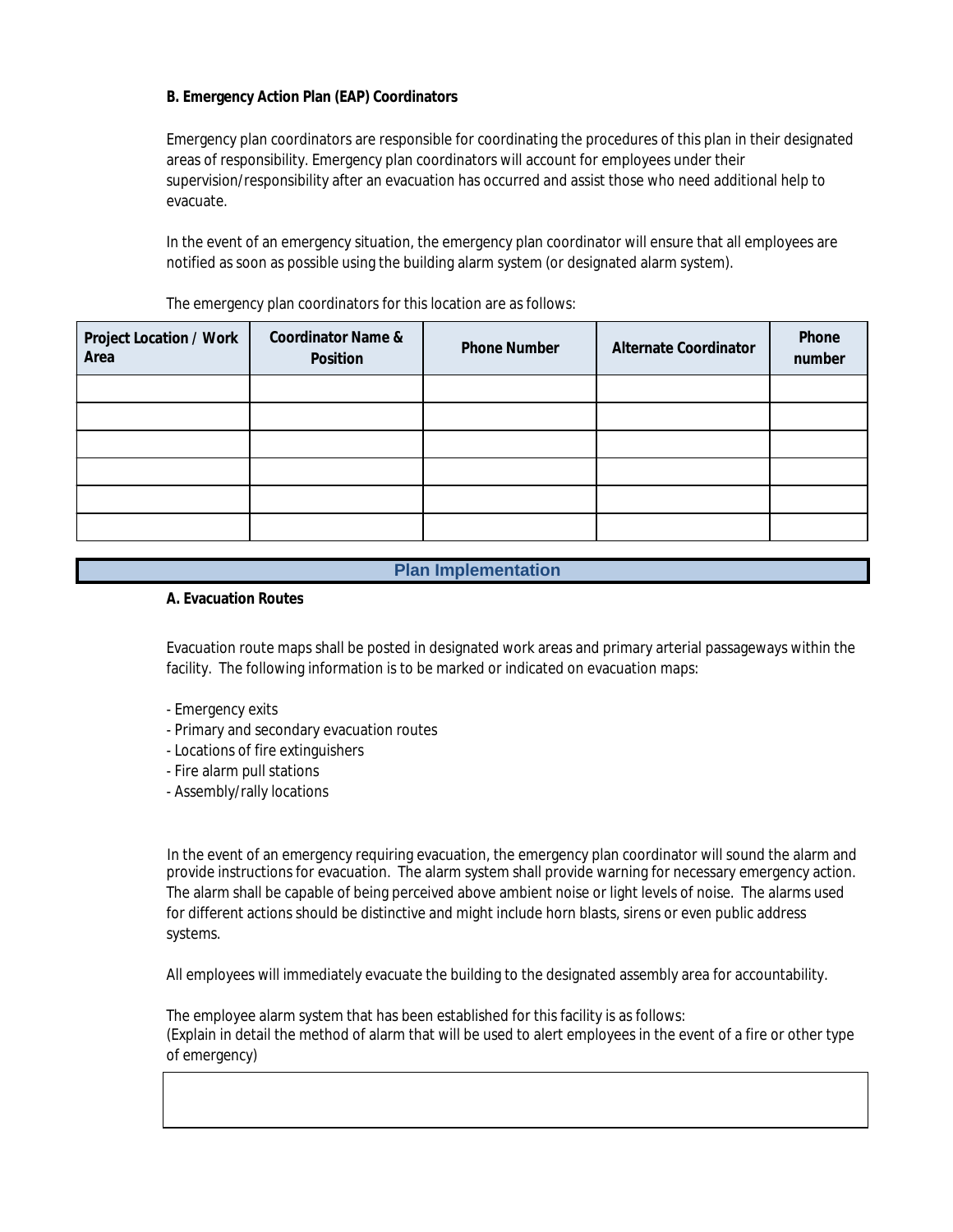**B. Emergency Action Plan (EAP) Coordinators**

Emergency plan coordinators are responsible for coordinating the procedures of this plan in their designated areas of responsibility. Emergency plan coordinators will account for employees under their supervision/responsibility after an evacuation has occurred and assist those who need additional help to evacuate.

In the event of an emergency situation, the emergency plan coordinator will ensure that all employees are notified as soon as possible using the building alarm system (or designated alarm system).

The emergency plan coordinators for this location are as follows:

| Project Location / Work Area | Coordinator Name & Position | Phone Number | Alternate Coordinator | Phone number |
|---|---|---|---|---|
| | | | | |
| | | | | |
| | | | | |
| | | | | |
| | | | | |
| | | | | |

## Plan Implementation

**A. Evacuation Routes**

Evacuation route maps shall be posted in designated work areas and primary arterial passageways within the facility. The following information is to be marked or indicated on evacuation maps:

- Emergency exits
- Primary and secondary evacuation routes
- Locations of fire extinguishers
- Fire alarm pull stations
- Assembly/rally locations

In the event of an emergency requiring evacuation, the emergency plan coordinator will sound the alarm and provide instructions for evacuation. The alarm system shall provide warning for necessary emergency action. The alarm shall be capable of being perceived above ambient noise or light levels of noise. The alarms used for different actions should be distinctive and might include horn blasts, sirens or even public address systems.

All employees will immediately evacuate the building to the designated assembly area for accountability.

The employee alarm system that has been established for this facility is as follows:
(Explain in detail the method of alarm that will be used to alert employees in the event of a fire or other type of emergency)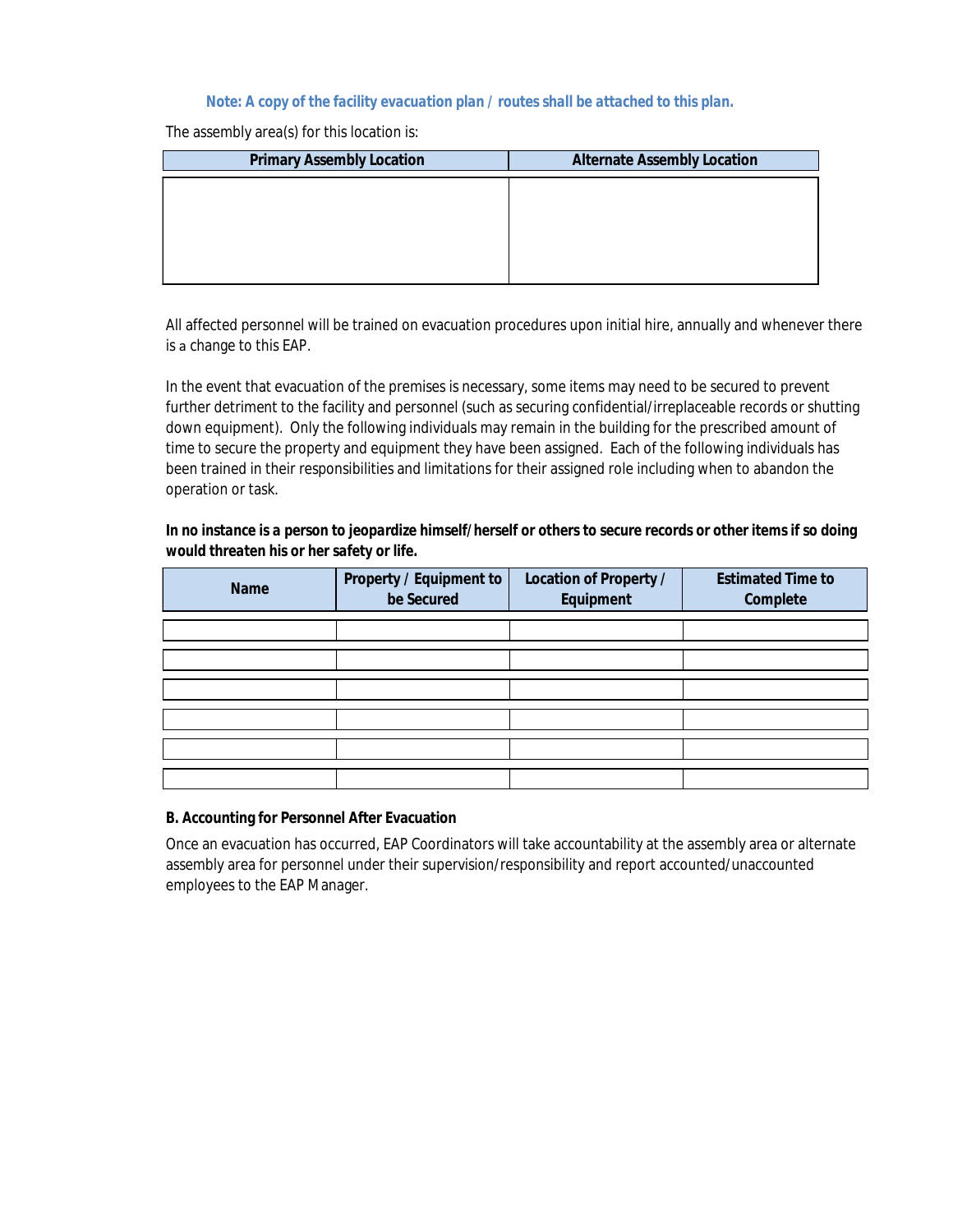**Note: A copy of the facility evacuation plan / routes shall be attached to this plan.**

The assembly area(s) for this location is:

| Primary Assembly Location | Alternate Assembly Location |
|---|---|
| | |

All affected personnel will be trained on evacuation procedures upon initial hire, annually and whenever there is a change to this EAP.

In the event that evacuation of the premises is necessary, some items may need to be secured to prevent further detriment to the facility and personnel (such as securing confidential/irreplaceable records or shutting down equipment). Only the following individuals may remain in the building for the prescribed amount of time to secure the property and equipment they have been assigned. Each of the following individuals has been trained in their responsibilities and limitations for their assigned role including when to abandon the operation or task.

**In no instance is a person to jeopardize himself/herself or others to secure records or other items if so doing would threaten his or her safety or life.**

| Name | Property / Equipment to be Secured | Location of Property / Equipment | Estimated Time to Complete |
|---|---|---|---|
| | | | |
| | | | |
| | | | |
| | | | |
| | | | |
| | | | |

**B. Accounting for Personnel After Evacuation**

Once an evacuation has occurred, EAP Coordinators will take accountability at the assembly area or alternate assembly area for personnel under their supervision/responsibility and report accounted/unaccounted employees to the EAP Manager.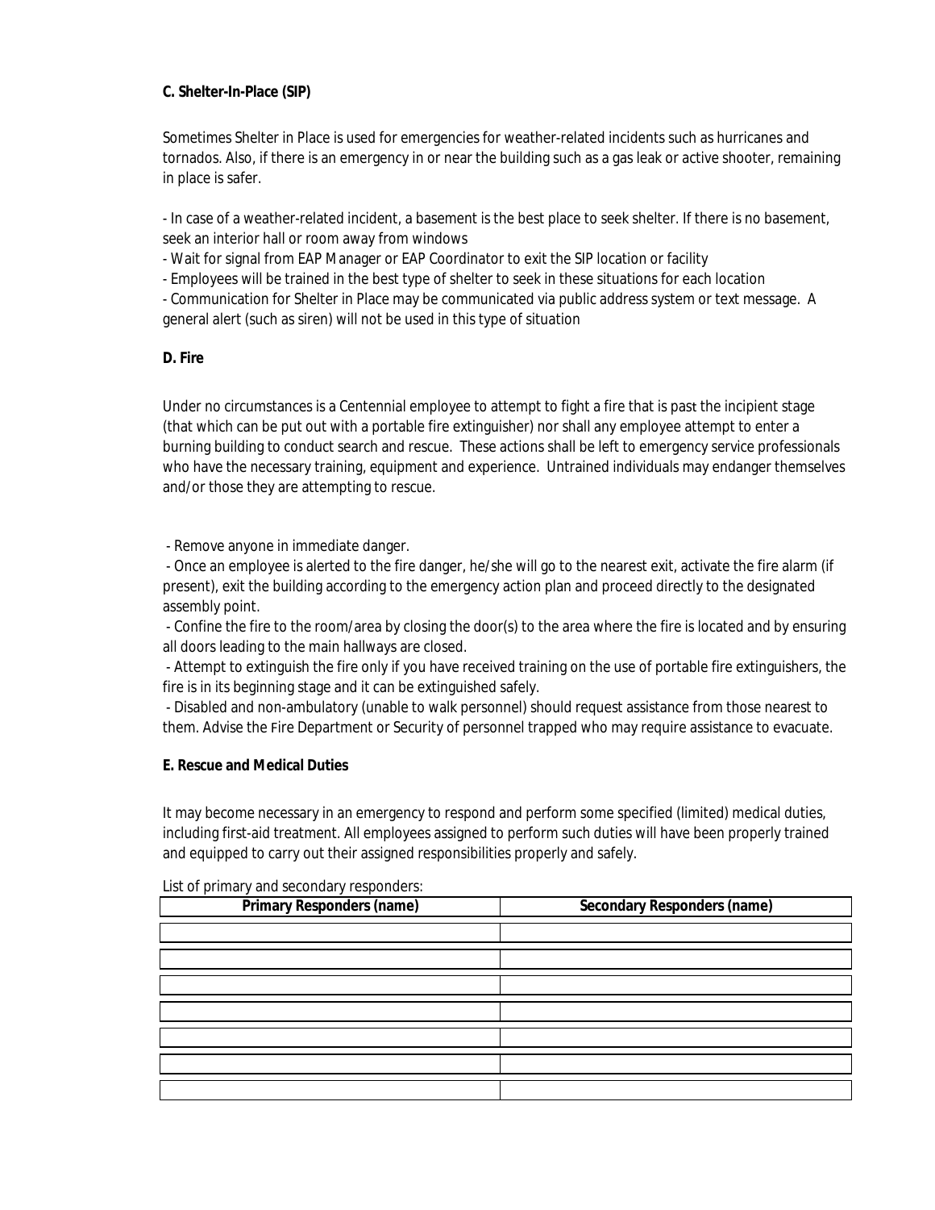**C. Shelter-In-Place (SIP)**

Sometimes Shelter in Place is used for emergencies for weather-related incidents such as hurricanes and tornados. Also, if there is an emergency in or near the building such as a gas leak or active shooter, remaining in place is safer.

- In case of a weather-related incident, a basement is the best place to seek shelter. If there is no basement, seek an interior hall or room away from windows
- Wait for signal from EAP Manager or EAP Coordinator to exit the SIP location or facility
- Employees will be trained in the best type of shelter to seek in these situations for each location
- Communication for Shelter in Place may be communicated via public address system or text message. A general alert (such as siren) will not be used in this type of situation

**D. Fire**

Under no circumstances is a Centennial employee to attempt to fight a fire that is past the incipient stage (that which can be put out with a portable fire extinguisher) nor shall any employee attempt to enter a burning building to conduct search and rescue. These actions shall be left to emergency service professionals who have the necessary training, equipment and experience. Untrained individuals may endanger themselves and/or those they are attempting to rescue.

- Remove anyone in immediate danger.
- Once an employee is alerted to the fire danger, he/she will go to the nearest exit, activate the fire alarm (if present), exit the building according to the emergency action plan and proceed directly to the designated assembly point.
- Confine the fire to the room/area by closing the door(s) to the area where the fire is located and by ensuring all doors leading to the main hallways are closed.
- Attempt to extinguish the fire only if you have received training on the use of portable fire extinguishers, the fire is in its beginning stage and it can be extinguished safely.
- Disabled and non-ambulatory (unable to walk personnel) should request assistance from those nearest to them. Advise the Fire Department or Security of personnel trapped who may require assistance to evacuate.

**E. Rescue and Medical Duties**

It may become necessary in an emergency to respond and perform some specified (limited) medical duties, including first-aid treatment. All employees assigned to perform such duties will have been properly trained and equipped to carry out their assigned responsibilities properly and safely.

List of primary and secondary responders:

| Primary Responders (name) | Secondary Responders (name) |
|---|---|
| | |
| | |
| | |
| | |
| | |
| | |
| | |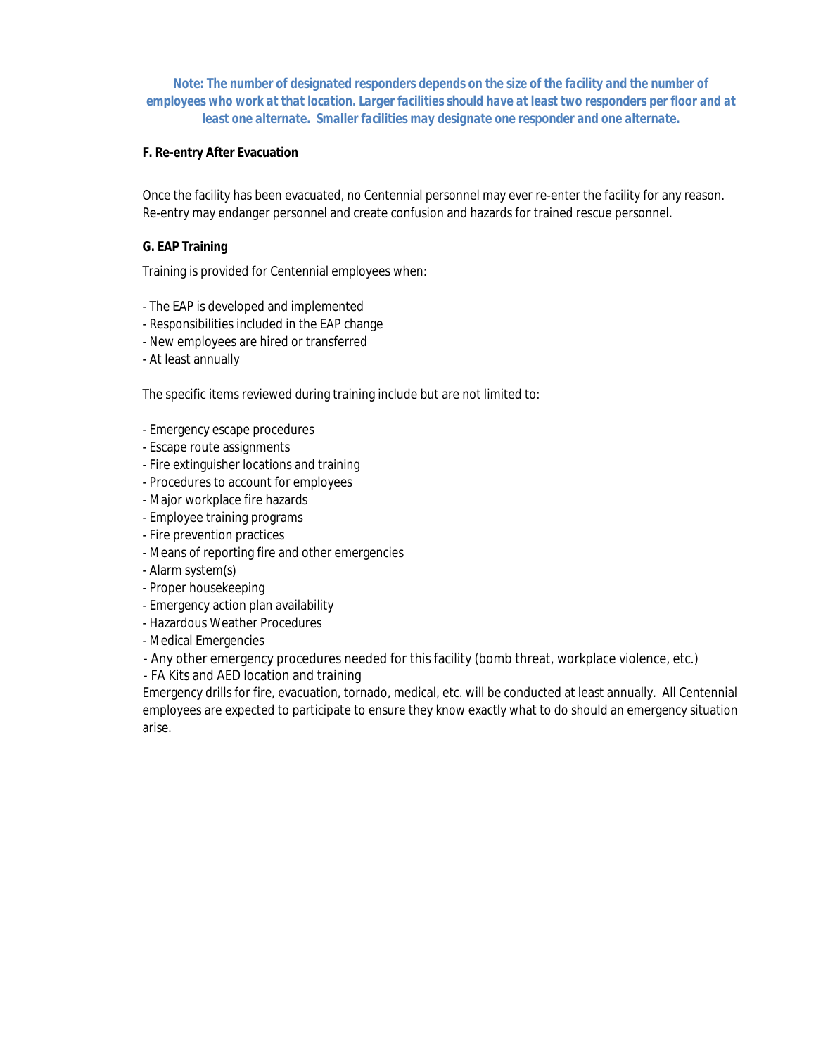**Note: The number of designated responders depends on the size of the facility and the number of employees who work at that location. Larger facilities should have at least two responders per floor and at least one alternate. Smaller facilities may designate one responder and one alternate.**

**F. Re-entry After Evacuation**

Once the facility has been evacuated, no Centennial personnel may ever re-enter the facility for any reason. Re-entry may endanger personnel and create confusion and hazards for trained rescue personnel.

**G. EAP Training**

Training is provided for Centennial employees when:

- The EAP is developed and implemented
- Responsibilities included in the EAP change
- New employees are hired or transferred
- At least annually

The specific items reviewed during training include but are not limited to:

- Emergency escape procedures
- Escape route assignments
- Fire extinguisher locations and training
- Procedures to account for employees
- Major workplace fire hazards
- Employee training programs
- Fire prevention practices
- Means of reporting fire and other emergencies
- Alarm system(s)
- Proper housekeeping
- Emergency action plan availability
- Hazardous Weather Procedures
- Medical Emergencies
- Any other emergency procedures needed for this facility (bomb threat, workplace violence, etc.)
- FA Kits and AED location and training

Emergency drills for fire, evacuation, tornado, medical, etc. will be conducted at least annually. All Centennial employees are expected to participate to ensure they know exactly what to do should an emergency situation arise.